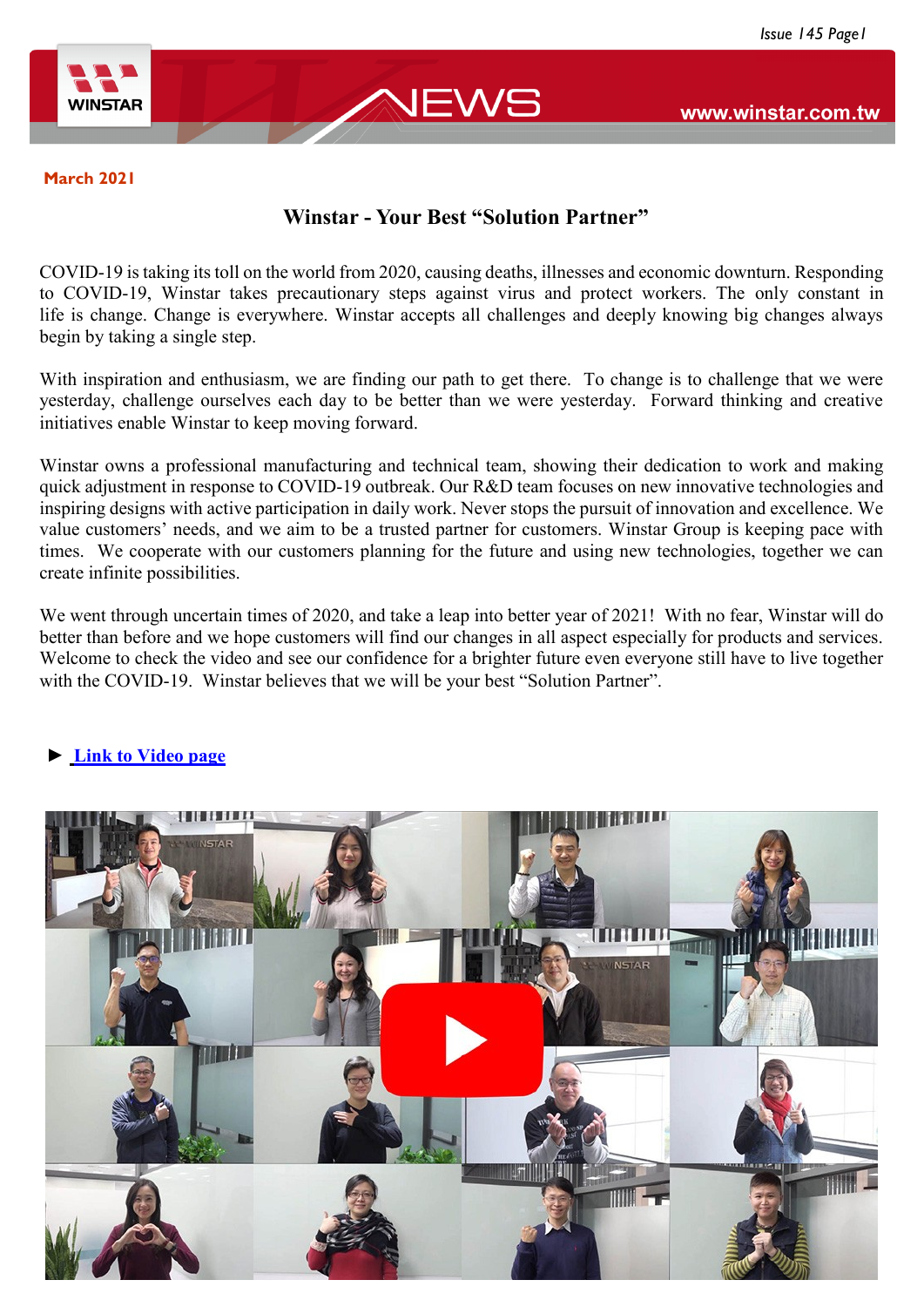**March 2021**

## Winstar - Your Best "Solution Partner"

COVID-19 is taking its toll on the world from 2020, causing deaths, illnesses and economic downturn. Responding to COVID-19, Winstar takes precautionary steps against virus and protect workers. The only constant in life is change. Change is everywhere. Winstar accepts all challenges and deeply knowing big changes always begin by taking a single step.

With inspiration and enthusiasm, we are finding our path to get there. To change is to challenge that we were yesterday, challenge ourselves each day to be better than we were yesterday. Forward thinking and creative initiatives enable Winstar to keep moving forward.

Winstar owns a professional manufacturing and technical team, showing their dedication to work and making quick adjustment in response to COVID-19 outbreak. Our R&D team focuses on new innovative technologies and inspiring designs with active participation in daily work. Never stops the pursuit of innovation and excellence. We value customers' needs, and we aim to be a trusted partner for customers. Winstar Group is keeping pace with times. We cooperate with our customers planning for the future and using new technologies, together we can create infinite possibilities.

We went through uncertain times of 2020, and take a leap into better year of 2021! With no fear, Winstar will do better than before and we hope customers will find our changes in all aspect especially for products and services. Welcome to check the video and see our confidence for a brighter future even everyone still have to live together with the COVID-19. Winstar believes that we will be your best "Solution Partner".

► **Link to Video page**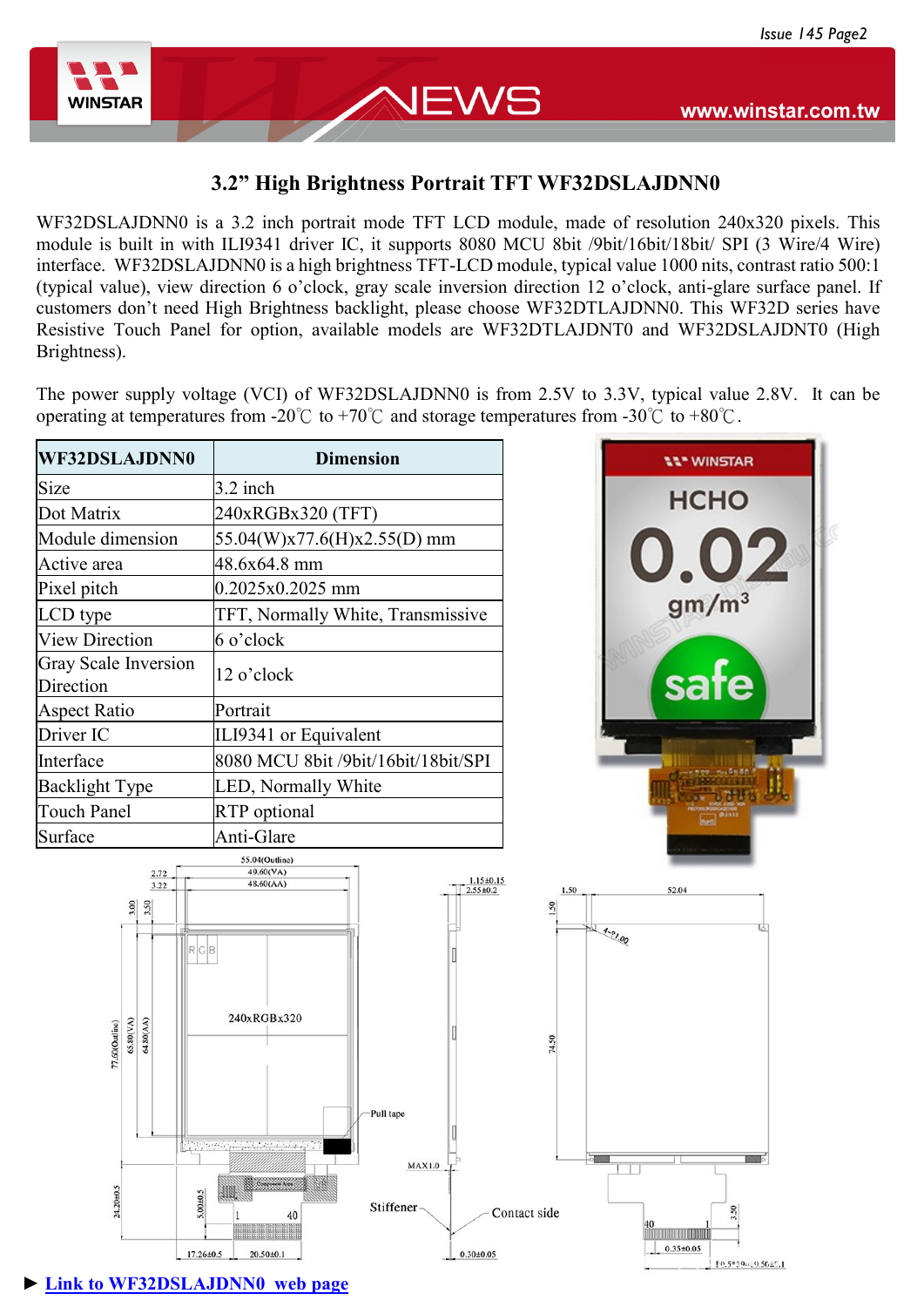## 3.2" High Brightness Portrait TFT WF32DSLAJDNN0

WF32DSLAJDNN0 is a 3.2 inch portrait mode TFT LCD module, made of resolution 240x320 pixels. This module is built in with ILI9341 driver IC, it supports 8080 MCU 8bit /9bit/16bit/18bit/ SPI (3 Wire/4 Wire) interface. WF32DSLAJDNN0 is a high brightness TFT-LCD module, typical value 1000 nits, contrast ratio 500:1 (typical value), view direction 6 o'clock, gray scale inversion direction 12 o'clock, anti-glare surface panel. If customers don't need High Brightness backlight, please choose WF32DTLAJDNN0. This WF32D series have Resistive Touch Panel for option, available models are WF32DTLAJDNT0 and WF32DSLAJDNT0 (High Brightness).

The power supply voltage (VCI) of WF32DSLAJDNN0 is from 2.5V to 3.3V, typical value 2.8V. It can be operating at temperatures from -20℃ to +70℃ and storage temperatures from -30℃ to +80℃.

| WF32DSLAJDNN0 | Dimension |
|---|---|
| Size | 3.2 inch |
| Dot Matrix | 240xRGBx320 (TFT) |
| Module dimension | 55.04(W)x77.6(H)x2.55(D) mm |
| Active area | 48.6x64.8 mm |
| Pixel pitch | 0.2025x0.2025 mm |
| LCD type | TFT, Normally White, Transmissive |
| View Direction | 6 o'clock |
| Gray Scale Inversion Direction | 12 o'clock |
| Aspect Ratio | Portrait |
| Driver IC | ILI9341 or Equivalent |
| Interface | 8080 MCU 8bit /9bit/16bit/18bit/SPI |
| Backlight Type | LED, Normally White |
| Touch Panel | RTP optional |
| Surface | Anti-Glare |

► Link to WF32DSLAJDNN0 web page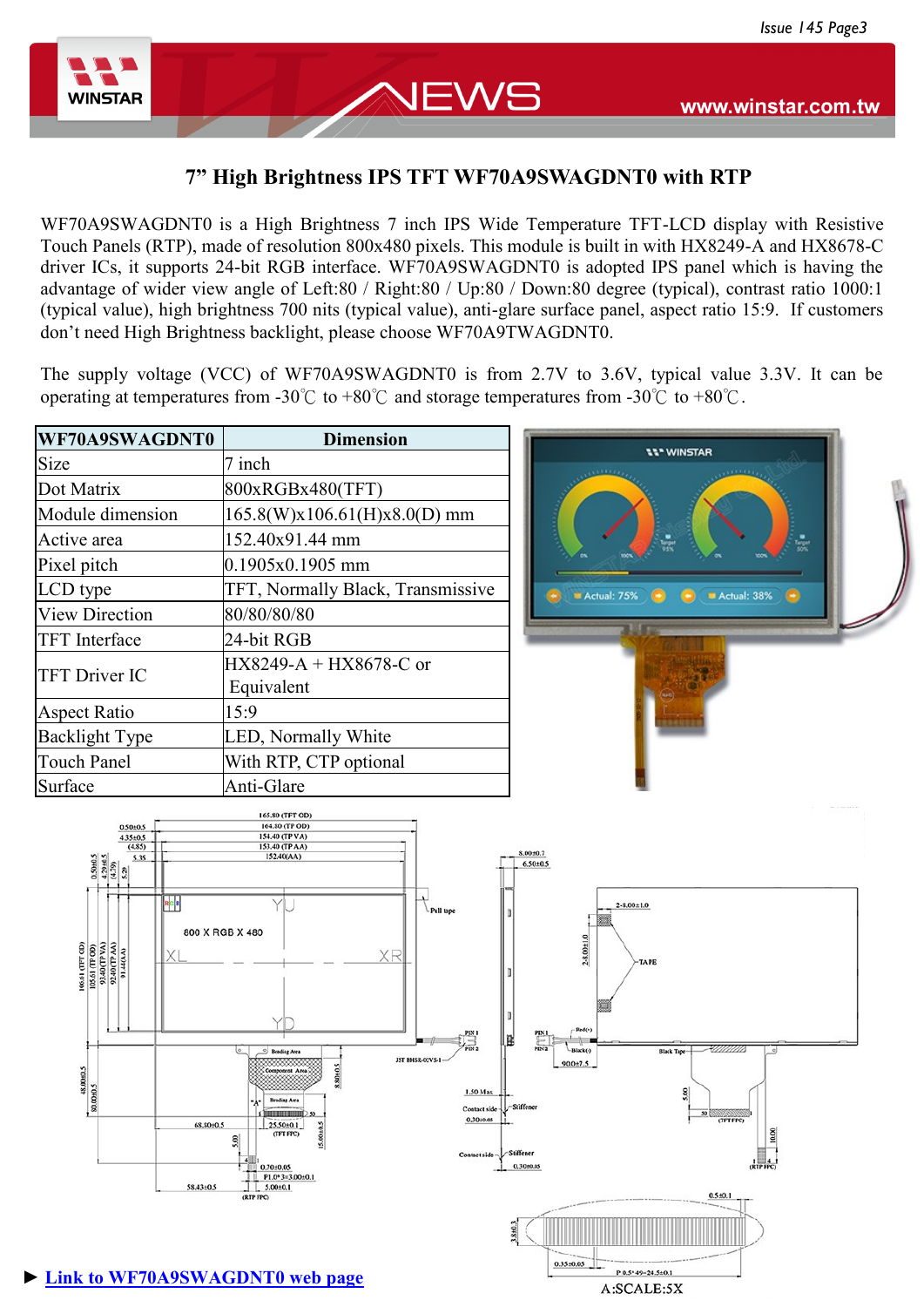# 7" High Brightness IPS TFT WF70A9SWAGDNT0 with RTP

WF70A9SWAGDNT0 is a High Brightness 7 inch IPS Wide Temperature TFT-LCD display with Resistive Touch Panels (RTP), made of resolution 800x480 pixels. This module is built in with HX8249-A and HX8678-C driver ICs, it supports 24-bit RGB interface. WF70A9SWAGDNT0 is adopted IPS panel which is having the advantage of wider view angle of Left:80 / Right:80 / Up:80 / Down:80 degree (typical), contrast ratio 1000:1 (typical value), high brightness 700 nits (typical value), anti-glare surface panel, aspect ratio 15:9. If customers don't need High Brightness backlight, please choose WF70A9TWAGDNT0.

The supply voltage (VCC) of WF70A9SWAGDNT0 is from 2.7V to 3.6V, typical value 3.3V. It can be operating at temperatures from -30℃ to +80℃ and storage temperatures from -30℃ to +80℃.

| WF70A9SWAGDNT0 | Dimension |
|---|---|
| Size | 7 inch |
| Dot Matrix | 800xRGBx480(TFT) |
| Module dimension | 165.8(W)x106.61(H)x8.0(D) mm |
| Active area | 152.40x91.44 mm |
| Pixel pitch | 0.1905x0.1905 mm |
| LCD type | TFT, Normally Black, Transmissive |
| View Direction | 80/80/80/80 |
| TFT Interface | 24-bit RGB |
| TFT Driver IC | HX8249-A + HX8678-C or Equivalent |
| Aspect Ratio | 15:9 |
| Backlight Type | LED, Normally White |
| Touch Panel | With RTP, CTP optional |
| Surface | Anti-Glare |

► [Link to WF70A9SWAGDNT0 web page]()